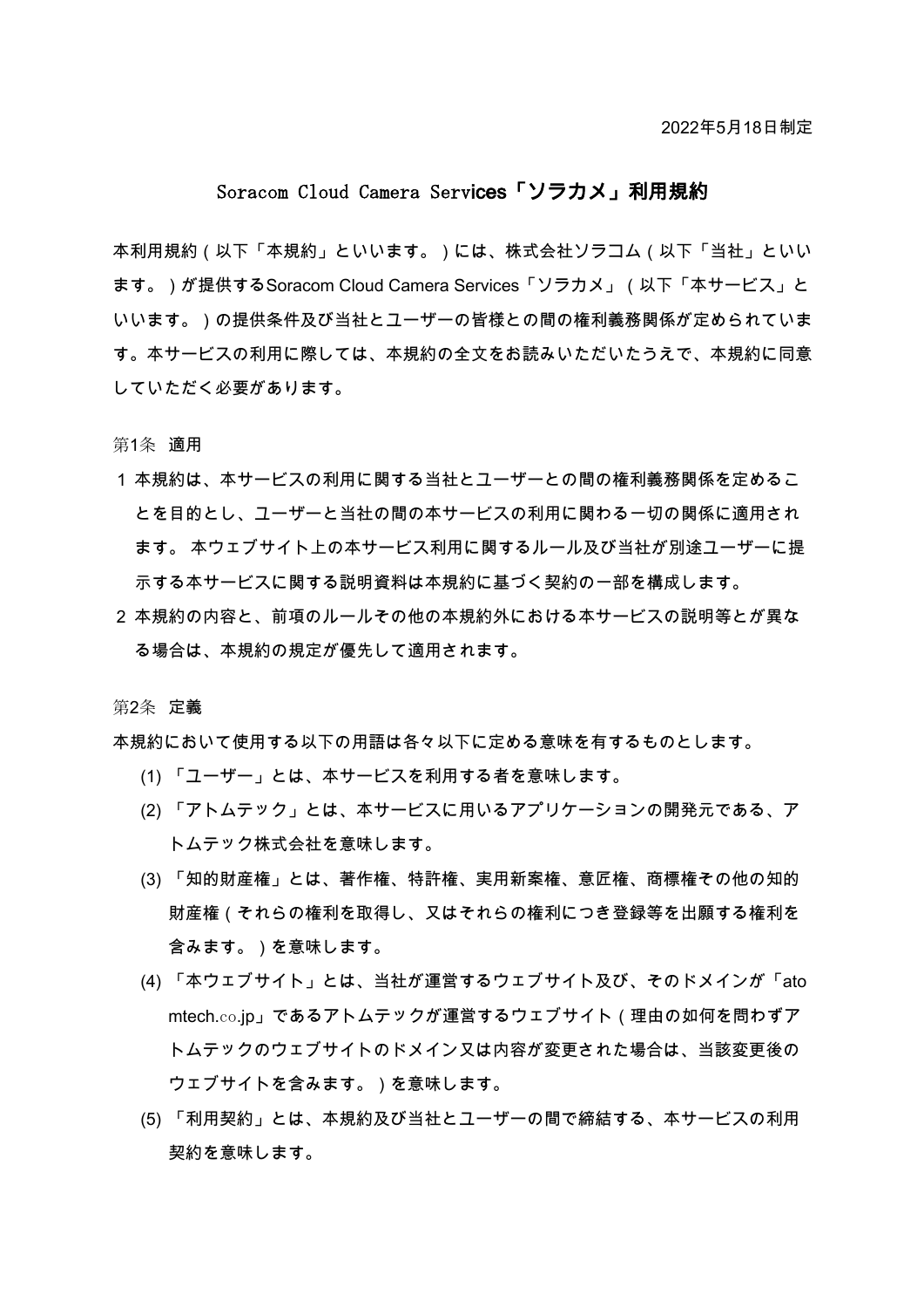2022年5月18日制定

# Soracom Cloud Camera Services「ソラカメ」利用規約

本利用規約（以下「本規約」といいます。）には、株式会社ソラコム（以下「当社」といいます。）が提供するSoracom Cloud Camera Services「ソラカメ」（以下「本サービス」といいます。）の提供条件及び当社とユーザーの皆様との間の権利義務関係が定められています。本サービスの利用に際しては、本規約の全文をお読みいただいたうえで、本規約に同意していただく必要があります。

## 第1条　適用

1 本規約は、本サービスの利用に関する当社とユーザーとの間の権利義務関係を定めることを目的とし、ユーザーと当社の間の本サービスの利用に関わる一切の関係に適用されます。 本ウェブサイト上の本サービス利用に関するルール及び当社が別途ユーザーに提示する本サービスに関する説明資料は本規約に基づく契約の一部を構成します。

2 本規約の内容と、前項のルールその他の本規約外における本サービスの説明等とが異なる場合は、本規約の規定が優先して適用されます。

## 第2条　定義

本規約において使用する以下の用語は各々以下に定める意味を有するものとします。

(1) 「ユーザー」とは、本サービスを利用する者を意味します。

(2) 「アトムテック」とは、本サービスに用いるアプリケーションの開発元である、アトムテック株式会社を意味します。

(3) 「知的財産権」とは、著作権、特許権、実用新案権、意匠権、商標権その他の知的財産権（それらの権利を取得し、又はそれらの権利につき登録等を出願する権利を含みます。）を意味します。

(4) 「本ウェブサイト」とは、当社が運営するウェブサイト及び、そのドメインが「atomtech.co.jp」であるアトムテックが運営するウェブサイト（理由の如何を問わずアトムテックのウェブサイトのドメイン又は内容が変更された場合は、当該変更後のウェブサイトを含みます。）を意味します。

(5) 「利用契約」とは、本規約及び当社とユーザーの間で締結する、本サービスの利用契約を意味します。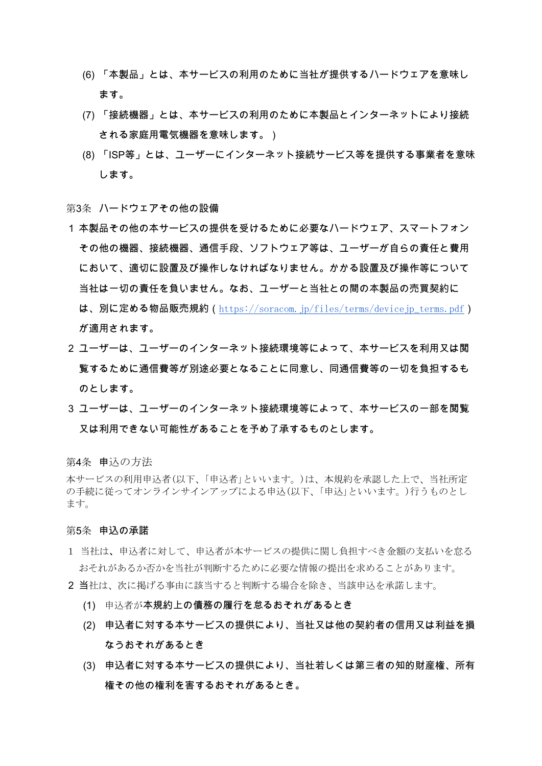(6) 「本製品」とは、本サービスの利用のために当社が提供するハードウェアを意味します。

(7) 「接続機器」とは、本サービスの利用のために本製品とインターネットにより接続される家庭用電気機器を意味します。）

(8) 「ISP等」とは、ユーザーにインターネット接続サービス等を提供する事業者を意味します。

### 第3条　ハードウェアその他の設備

1 本製品その他の本サービスの提供を受けるために必要なハードウェア、スマートフォンその他の機器、接続機器、通信手段、ソフトウェア等は、ユーザーが自らの責任と費用において、適切に設置及び操作しなければなりません。かかる設置及び操作について当社は一切の責任を負いません。なお、ユーザーと当社との間の本製品の売買契約には、別に定める物品販売規約（https://soracom.jp/files/terms/devicejp_terms.pdf）が適用されます。

2 ユーザーは、ユーザーのインターネット接続環境等によって、本サービスを利用又は閲覧するために通信費等が別途必要となることに同意し、同通信費等の一切を負担するものとします。

3 ユーザーは、ユーザーのインターネット接続環境等によって、本サービスの一部を閲覧又は利用できない可能性があることを予め了承するものとします。

### 第4条　申込の方法

本サービスの利用申込者(以下、「申込者」といいます。)は、本規約を承認した上で、当社所定の手続に従ってオンラインサインアップによる申込(以下、「申込」といいます。)行うものとします。

### 第5条　申込の承諾

1 当社は、申込者に対して、申込者が本サービスの提供に関し負担すべき金額の支払いを怠るおそれがあるか否かを当社が判断するために必要な情報の提出を求めることがあります。

2 当社は、次に掲げる事由に該当すると判断する場合を除き、当該申込を承諾します。

(1) 申込者が本規約上の債務の履行を怠るおそれがあるとき

(2) 申込者に対する本サービスの提供により、当社又は他の契約者の信用又は利益を損なうおそれがあるとき

(3) 申込者に対する本サービスの提供により、当社若しくは第三者の知的財産権、所有権その他の権利を害するおそれがあるとき。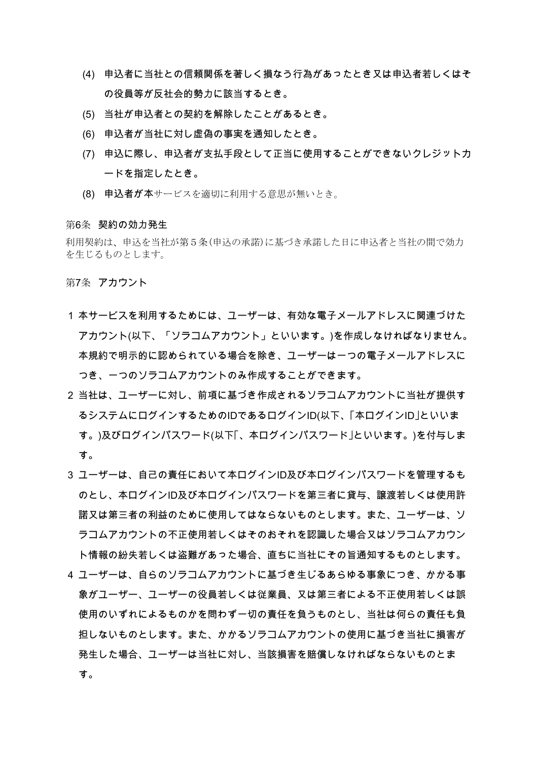(4) 申込者に当社との信頼関係を著しく損なう行為があったとき又は申込者若しくはその役員等が反社会的勢力に該当するとき。

(5) 当社が申込者との契約を解除したことがあるとき。

(6) 申込者が当社に対し虚偽の事実を通知したとき。

(7) 申込に際し、申込者が支払手段として正当に使用することができないクレジットカードを指定したとき。

(8) 申込者が本サービスを適切に利用する意思が無いとき。

## 第6条 契約の効力発生

利用契約は、申込を当社が第５条(申込の承諾)に基づき承諾した日に申込者と当社の間で効力を生じるものとします。

## 第7条 アカウント

1 本サービスを利用するためには、ユーザーは、有効な電子メールアドレスに関連づけたアカウント(以下、「ソラコムアカウント」といいます。)を作成しなければなりません。本規約で明示的に認められている場合を除き、ユーザーは一つの電子メールアドレスにつき、一つのソラコムアカウントのみ作成することができます。

2 当社は、ユーザーに対し、前項に基づき作成されるソラコムアカウントに当社が提供するシステムにログインするためのIDであるログインID(以下、「本ログインID」といいます。)及びログインパスワード(以下「、本ログインパスワード」といいます。)を付与します。

3 ユーザーは、自己の責任において本ログインID及び本ログインパスワードを管理するものとし、本ログインID及び本ログインパスワードを第三者に貸与、譲渡若しくは使用許諾又は第三者の利益のために使用してはならないものとします。また、ユーザーは、ソラコムアカウントの不正使用若しくはそのおそれを認識した場合又はソラコムアカウント情報の紛失若しくは盗難があった場合、直ちに当社にその旨通知するものとします。

4 ユーザーは、自らのソラコムアカウントに基づき生じるあらゆる事象につき、かかる事象がユーザー、ユーザーの役員若しくは従業員、又は第三者による不正使用若しくは誤使用のいずれによるものかを問わず一切の責任を負うものとし、当社は何らの責任も負担しないものとします。また、かかるソラコムアカウントの使用に基づき当社に損害が発生した場合、ユーザーは当社に対し、当該損害を賠償しなければならないものとます。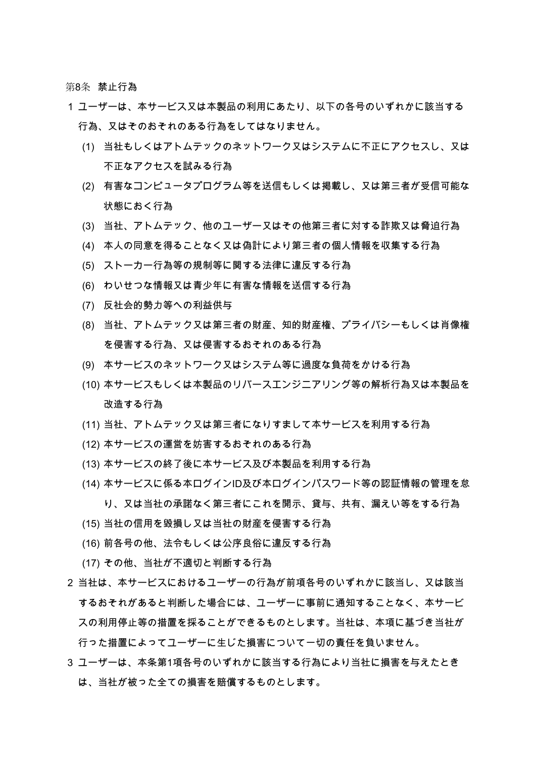## 第8条　禁止行為

1 ユーザーは、本サービス又は本製品の利用にあたり、以下の各号のいずれかに該当する行為、又はそのおそれのある行為をしてはなりません。

(1) 当社もしくはアトムテックのネットワーク又はシステムに不正にアクセスし、又は不正なアクセスを試みる行為

(2) 有害なコンピュータプログラム等を送信もしくは掲載し、又は第三者が受信可能な状態におく行為

(3) 当社、アトムテック、他のユーザー又はその他第三者に対する詐欺又は脅迫行為

(4) 本人の同意を得ることなく又は偽計により第三者の個人情報を収集する行為

(5) ストーカー行為等の規制等に関する法律に違反する行為

(6) わいせつな情報又は青少年に有害な情報を送信する行為

(7) 反社会的勢力等への利益供与

(8) 当社、アトムテック又は第三者の財産、知的財産権、プライバシーもしくは肖像権を侵害する行為、又は侵害するおそれのある行為

(9) 本サービスのネットワーク又はシステム等に過度な負荷をかける行為

(10) 本サービスもしくは本製品のリバースエンジニアリング等の解析行為又は本製品を改造する行為

(11) 当社、アトムテック又は第三者になりすまして本サービスを利用する行為

(12) 本サービスの運営を妨害するおそれのある行為

(13) 本サービスの終了後に本サービス及び本製品を利用する行為

(14) 本サービスに係る本ログインID及び本ログインパスワード等の認証情報の管理を怠り、又は当社の承諾なく第三者にこれを開示、貸与、共有、漏えい等をする行為

(15) 当社の信用を毀損し又は当社の財産を侵害する行為

(16) 前各号の他、法令もしくは公序良俗に違反する行為

(17) その他、当社が不適切と判断する行為

2 当社は、本サービスにおけるユーザーの行為が前項各号のいずれかに該当し、又は該当するおそれがあると判断した場合には、ユーザーに事前に通知することなく、本サービスの利用停止等の措置を採ることができるものとします。当社は、本項に基づき当社が行った措置によってユーザーに生じた損害について一切の責任を負いません。

3 ユーザーは、本条第1項各号のいずれかに該当する行為により当社に損害を与えたときは、当社が被った全ての損害を賠償するものとします。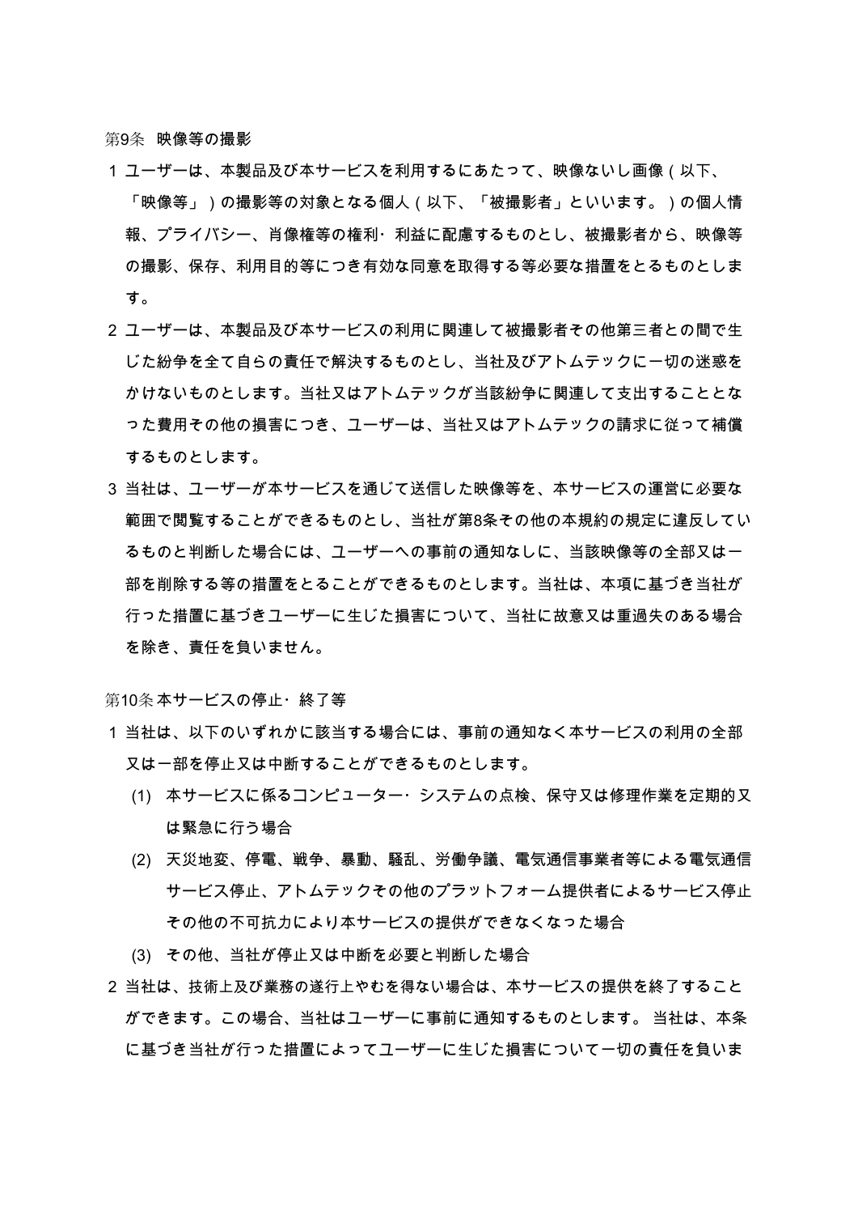第9条 映像等の撮影

1 ユーザーは、本製品及び本サービスを利用するにあたって、映像ないし画像（以下、「映像等」）の撮影等の対象となる個人（以下、「被撮影者」といいます。）の個人情報、プライバシー、肖像権等の権利･ 利益に配慮するものとし、被撮影者から、映像等の撮影、保存、利用目的等につき有効な同意を取得する等必要な措置をとるものとします。

2 ユーザーは、本製品及び本サービスの利用に関連して被撮影者その他第三者との間で生じた紛争を全て自らの責任で解決するものとし、当社及びアトムテックに一切の迷惑をかけないものとします。当社又はアトムテックが当該紛争に関連して支出することとなった費用その他の損害につき、ユーザーは、当社又はアトムテックの請求に従って補償するものとします。

3 当社は、ユーザーが本サービスを通じて送信した映像等を、本サービスの運営に必要な範囲で閲覧することができるものとし、当社が第8条その他の本規約の規定に違反しているものと判断した場合には、ユーザーへの事前の通知なしに、当該映像等の全部又は一部を削除する等の措置をとることができるものとします。当社は、本項に基づき当社が行った措置に基づきユーザーに生じた損害について、当社に故意又は重過失のある場合を除き、責任を負いません。

第10条 本サービスの停止･ 終了等

1 当社は、以下のいずれかに該当する場合には、事前の通知なく本サービスの利用の全部又は一部を停止又は中断することができるものとします。

   (1) 本サービスに係るコンピューター･ システムの点検、保守又は修理作業を定期的又は緊急に行う場合
   (2) 天災地変、停電、戦争、暴動、騒乱、労働争議、電気通信事業者等による電気通信サービス停止、アトムテックその他のプラットフォーム提供者によるサービス停止その他の不可抗力により本サービスの提供ができなくなった場合
   (3) その他、当社が停止又は中断を必要と判断した場合

2 当社は、技術上及び業務の遂行上やむを得ない場合は、本サービスの提供を終了することができます。この場合、当社はユーザーに事前に通知するものとします。 当社は、本条に基づき当社が行った措置によってユーザーに生じた損害について一切の責任を負いま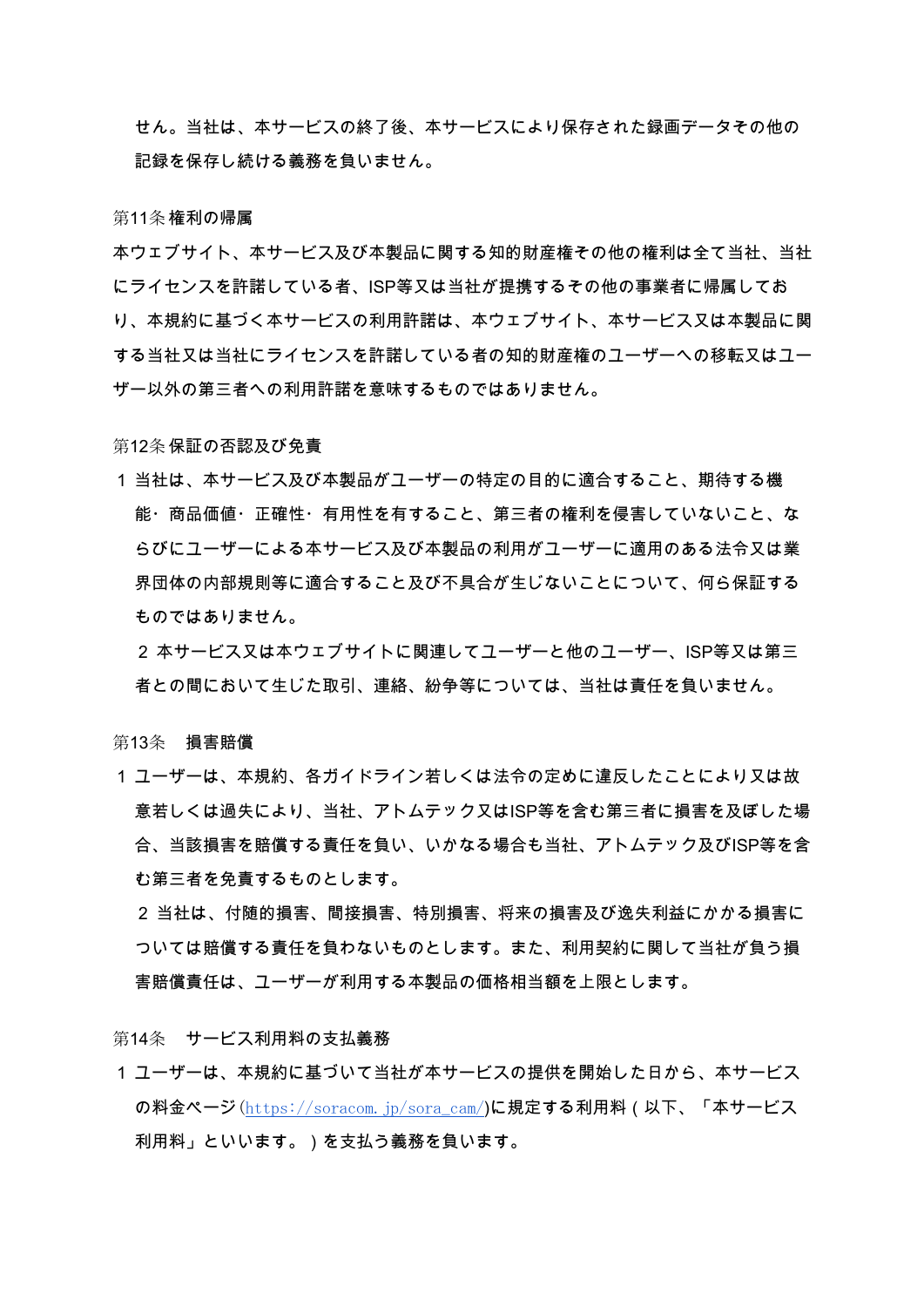せん。当社は、本サービスの終了後、本サービスにより保存された録画データその他の記録を保存し続ける義務を負いません。

第11条 権利の帰属

本ウェブサイト、本サービス及び本製品に関する知的財産権その他の権利は全て当社、当社にライセンスを許諾している者、ISP等又は当社が提携するその他の事業者に帰属しており、本規約に基づく本サービスの利用許諾は、本ウェブサイト、本サービス又は本製品に関する当社又は当社にライセンスを許諾している者の知的財産権のユーザーへの移転又はユーザー以外の第三者への利用許諾を意味するものではありません。

第12条 保証の否認及び免責

1 当社は、本サービス及び本製品がユーザーの特定の目的に適合すること、期待する機能・商品価値・正確性・有用性を有すること、第三者の権利を侵害していないこと、ならびにユーザーによる本サービス及び本製品の利用がユーザーに適用のある法令又は業界団体の内部規則等に適合すること及び不具合が生じないことについて、何ら保証するものではありません。

2 本サービス又は本ウェブサイトに関連してユーザーと他のユーザー、ISP等又は第三者との間において生じた取引、連絡、紛争等については、当社は責任を負いません。

第13条　損害賠償

1 ユーザーは、本規約、各ガイドライン若しくは法令の定めに違反したことにより又は故意若しくは過失により、当社、アトムテック又はISP等を含む第三者に損害を及ぼした場合、当該損害を賠償する責任を負い、いかなる場合も当社、アトムテック及びISP等を含む第三者を免責するものとします。

2 当社は、付随的損害、間接損害、特別損害、将来の損害及び逸失利益にかかる損害については賠償する責任を負わないものとします。また、利用契約に関して当社が負う損害賠償責任は、ユーザーが利用する本製品の価格相当額を上限とします。

第14条　サービス利用料の支払義務

1 ユーザーは、本規約に基づいて当社が本サービスの提供を開始した日から、本サービスの料金ページ(https://soracom.jp/sora_cam/)に規定する利用料（以下、「本サービス利用料」といいます。）を支払う義務を負います。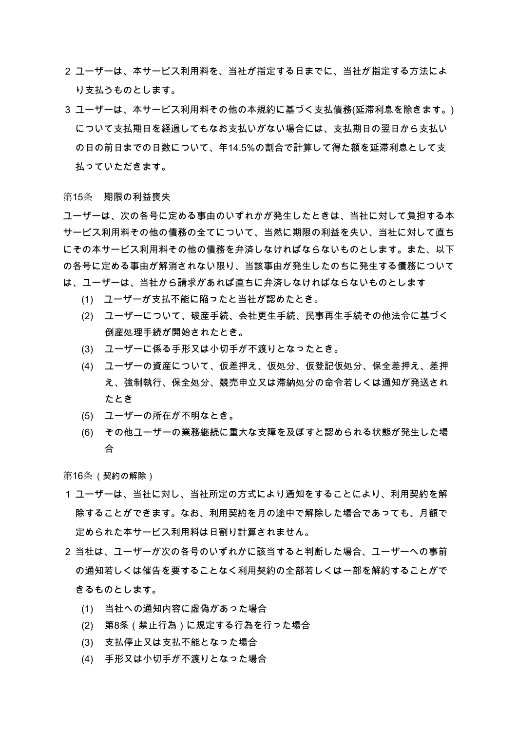2 ユーザーは、本サービス利用料を、当社が指定する日までに、当社が指定する方法により支払うものとします。

3 ユーザーは、本サービス利用料その他の本規約に基づく支払債務(延滞利息を除きます。)について支払期日を経過してもなお支払いがない場合には、支払期日の翌日から支払いの日の前日までの日数について、年14.5%の割合で計算して得た額を延滞利息として支払っていただきます。

第15条　期限の利益喪失

ユーザーは、次の各号に定める事由のいずれかが発生したときは、当社に対して負担する本サービス利用料その他の債務の全てについて、当然に期限の利益を失い、当社に対して直ちにその本サービス利用料その他の債務を弁済しなければならないものとします。また、以下の各号に定める事由が解消されない限り、当該事由が発生したのちに発生する債務については、ユーザーは、当社から請求があれば直ちに弁済しなければならないものとします

(1) ユーザーが支払不能に陥ったと当社が認めたとき。
(2) ユーザーについて、破産手続、会社更生手続、民事再生手続その他法令に基づく倒産処理手続が開始されたとき。
(3) ユーザーに係る手形又は小切手が不渡りとなったとき。
(4) ユーザーの資産について、仮差押え、仮処分、仮登記仮処分、保全差押え、差押え、強制執行、保全処分、競売申立又は滞納処分の命令若しくは通知が発送されたとき
(5) ユーザーの所在が不明なとき。
(6) その他ユーザーの業務継続に重大な支障を及ぼすと認められる状態が発生した場合

第16条（契約の解除）

1 ユーザーは、当社に対し、当社所定の方式により通知をすることにより、利用契約を解除することができます。なお、利用契約を月の途中で解除した場合であっても、月額で定められた本サービス利用料は日割り計算されません。

2 当社は、ユーザーが次の各号のいずれかに該当すると判断した場合、ユーザーへの事前の通知若しくは催告を要することなく利用契約の全部若しくは一部を解約することができるものとします。

(1) 当社への通知内容に虚偽があった場合
(2) 第8条（禁止行為）に規定する行為を行った場合
(3) 支払停止又は支払不能となった場合
(4) 手形又は小切手が不渡りとなった場合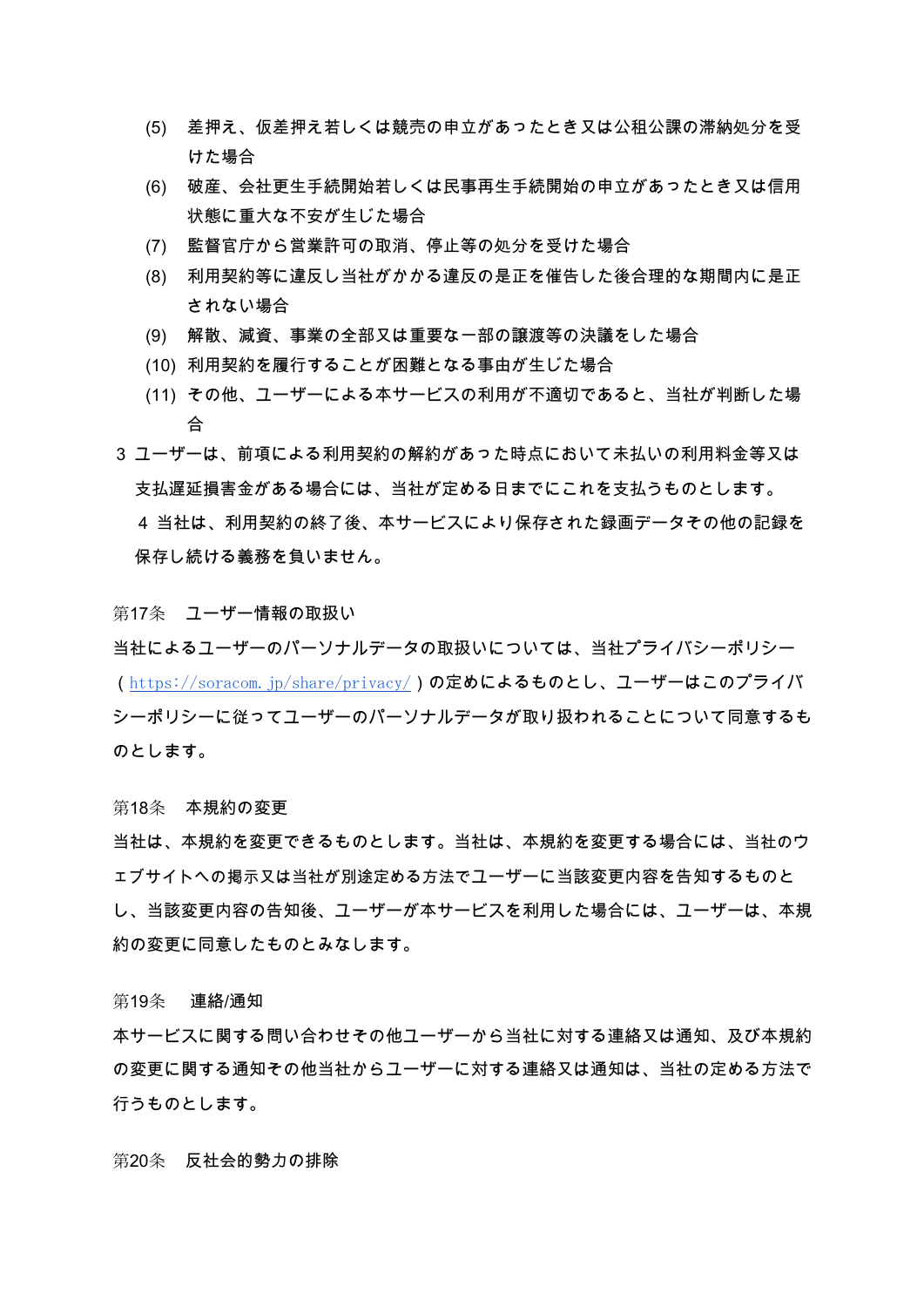(5) 差押え、仮差押え若しくは競売の申立があったとき又は公租公課の滞納処分を受けた場合

(6) 破産、会社更生手続開始若しくは民事再生手続開始の申立があったとき又は信用状態に重大な不安が生じた場合

(7) 監督官庁から営業許可の取消、停止等の処分を受けた場合

(8) 利用契約等に違反し当社がかかる違反の是正を催告した後合理的な期間内に是正されない場合

(9) 解散、減資、事業の全部又は重要な一部の譲渡等の決議をした場合

(10) 利用契約を履行することが困難となる事由が生じた場合

(11) その他、ユーザーによる本サービスの利用が不適切であると、当社が判断した場合

3 ユーザーは、前項による利用契約の解約があった時点において未払いの利用料金等又は支払遅延損害金がある場合には、当社が定める日までにこれを支払うものとします。

4 当社は、利用契約の終了後、本サービスにより保存された録画データその他の記録を保存し続ける義務を負いません。

第17条　ユーザー情報の取扱い

当社によるユーザーのパーソナルデータの取扱いについては、当社プライバシーポリシー（https://soracom.jp/share/privacy/）の定めによるものとし、ユーザーはこのプライバシーポリシーに従ってユーザーのパーソナルデータが取り扱われることについて同意するものとします。

第18条　本規約の変更

当社は、本規約を変更できるものとします。当社は、本規約を変更する場合には、当社のウェブサイトへの掲示又は当社が別途定める方法でユーザーに当該変更内容を告知するものとし、当該変更内容の告知後、ユーザーが本サービスを利用した場合には、ユーザーは、本規約の変更に同意したものとみなします。

第19条　連絡/通知

本サービスに関する問い合わせその他ユーザーから当社に対する連絡又は通知、及び本規約の変更に関する通知その他当社からユーザーに対する連絡又は通知は、当社の定める方法で行うものとします。

第20条　反社会的勢力の排除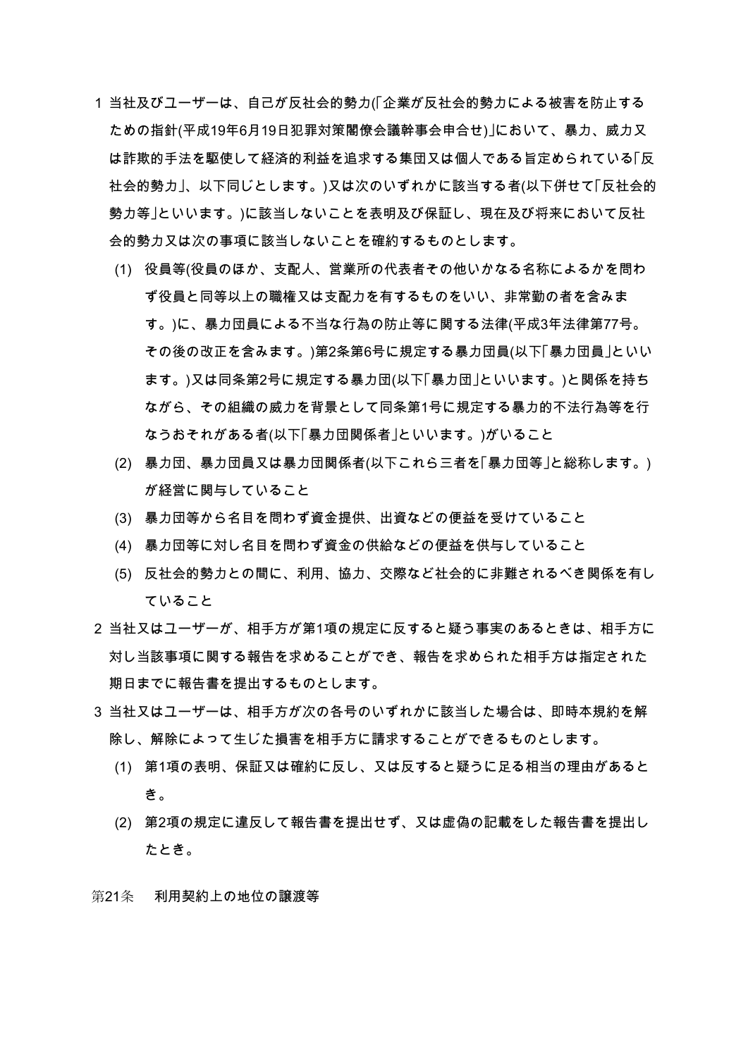1 当社及びユーザーは、自己が反社会的勢力(「企業が反社会的勢力による被害を防止するための指針(平成19年6月19日犯罪対策閣僚会議幹事会申合せ)」において、暴力、威力又は詐欺的手法を駆使して経済的利益を追求する集団又は個人である旨定められている「反社会的勢力」、以下同じとします。)又は次のいずれかに該当する者(以下併せて「反社会的勢力等」といいます。)に該当しないことを表明及び保証し、現在及び将来において反社会的勢力又は次の事項に該当しないことを確約するものとします。

- (1) 役員等(役員のほか、支配人、営業所の代表者その他いかなる名称によるかを問わず役員と同等以上の職権又は支配力を有するものをいい、非常勤の者を含みます。)に、暴力団員による不当な行為の防止等に関する法律(平成3年法律第77号。その後の改正を含みます。)第2条第6号に規定する暴力団員(以下「暴力団員」といいます。)又は同条第2号に規定する暴力団(以下「暴力団」といいます。)と関係を持ちながら、その組織の威力を背景として同条第1号に規定する暴力的不法行為等を行なうおそれがある者(以下「暴力団関係者」といいます。)がいること
- (2) 暴力団、暴力団員又は暴力団関係者(以下これら三者を「暴力団等」と総称します。)が経営に関与していること
- (3) 暴力団等から名目を問わず資金提供、出資などの便益を受けていること
- (4) 暴力団等に対し名目を問わず資金の供給などの便益を供与していること
- (5) 反社会的勢力との間に、利用、協力、交際など社会的に非難されるべき関係を有していること

2 当社又はユーザーが、相手方が第1項の規定に反すると疑う事実のあるときは、相手方に対し当該事項に関する報告を求めることができ、報告を求められた相手方は指定された期日までに報告書を提出するものとします。

3 当社又はユーザーは、相手方が次の各号のいずれかに該当した場合は、即時本規約を解除し、解除によって生じた損害を相手方に請求することができるものとします。

- (1) 第1項の表明、保証又は確約に反し、又は反すると疑うに足る相当の理由があるとき。
- (2) 第2項の規定に違反して報告書を提出せず、又は虚偽の記載をした報告書を提出したとき。

## 第21条　利用契約上の地位の譲渡等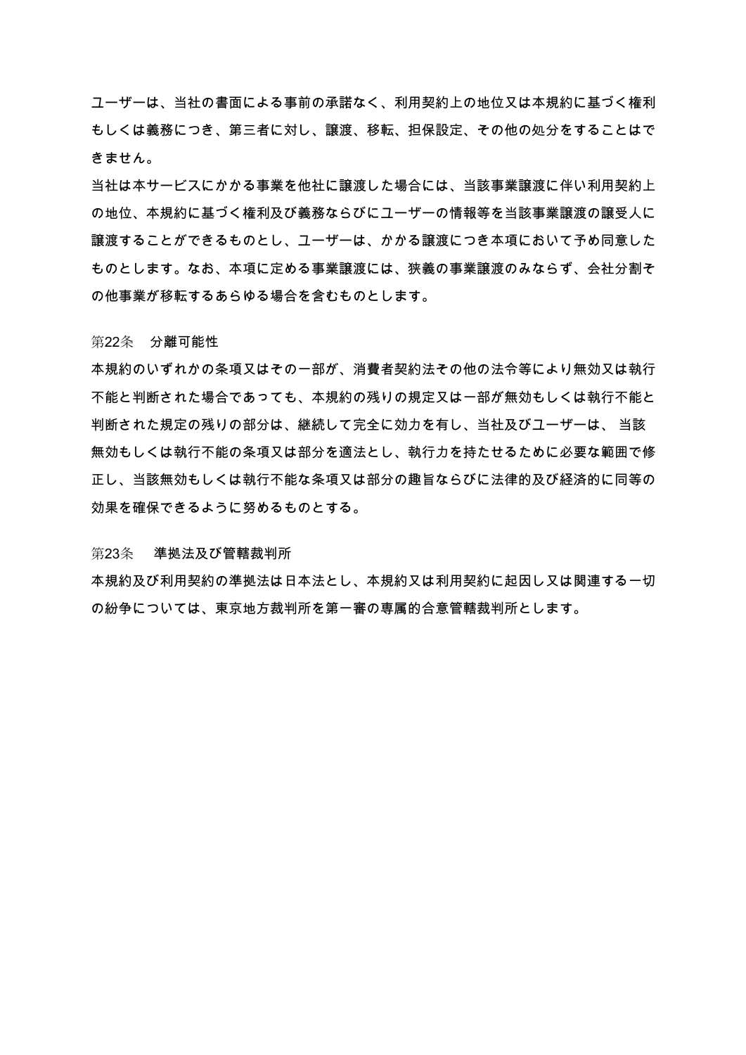ユーザーは、当社の書面による事前の承諾なく、利用契約上の地位又は本規約に基づく権利もしくは義務につき、第三者に対し、譲渡、移転、担保設定、その他の処分をすることはできません。

当社は本サービスにかかる事業を他社に譲渡した場合には、当該事業譲渡に伴い利用契約上の地位、本規約に基づく権利及び義務ならびにユーザーの情報等を当該事業譲渡の譲受人に譲渡することができるものとし、ユーザーは、かかる譲渡につき本項において予め同意したものとします。なお、本項に定める事業譲渡には、狭義の事業譲渡のみならず、会社分割その他事業が移転するあらゆる場合を含むものとします。

## 第22条　分離可能性

本規約のいずれかの条項又はその一部が、消費者契約法その他の法令等により無効又は執行不能と判断された場合であっても、本規約の残りの規定又は一部が無効もしくは執行不能と判断された規定の残りの部分は、継続して完全に効力を有し、当社及びユーザーは、 当該無効もしくは執行不能の条項又は部分を適法とし、執行力を持たせるために必要な範囲で修正し、当該無効もしくは執行不能な条項又は部分の趣旨ならびに法律的及び経済的に同等の効果を確保できるように努めるものとする。

## 第23条　準拠法及び管轄裁判所

本規約及び利用契約の準拠法は日本法とし、本規約又は利用契約に起因し又は関連する一切の紛争については、東京地方裁判所を第一審の専属的合意管轄裁判所とします。